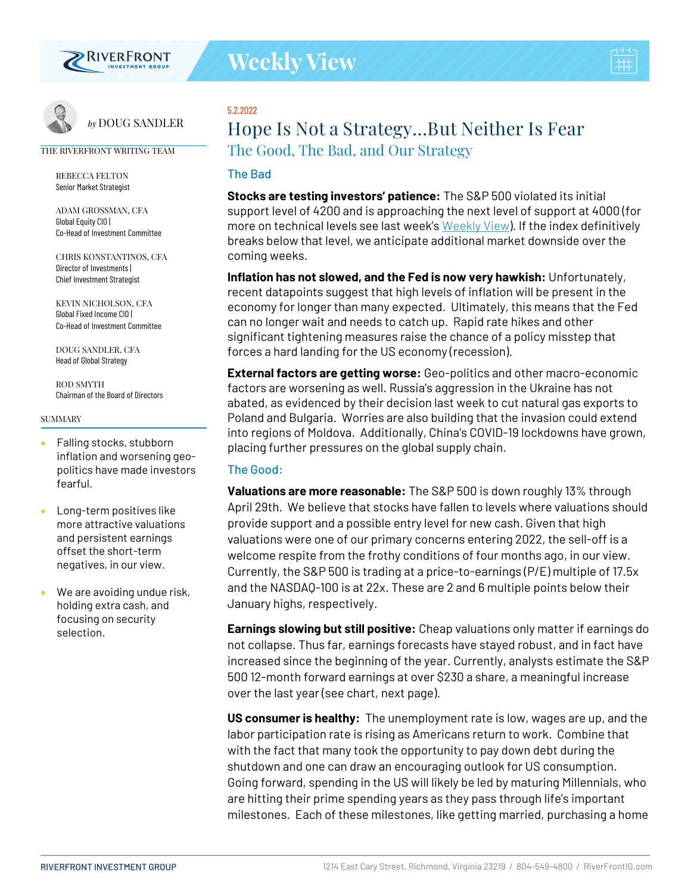RIVERFRONT INVESTMENT GROUP

# Weekly View

*by* DOUG SANDLER

THE RIVERFRONT WRITING TEAM

REBECCA FELTON
Senior Market Strategist

ADAM GROSSMAN, CFA
Global Equity CIO |
Co-Head of Investment Committee

CHRIS KONSTANTINOS, CFA
Director of Investments |
Chief Investment Strategist

KEVIN NICHOLSON, CFA
Global Fixed Income CIO |
Co-Head of Investment Committee

DOUG SANDLER, CFA
Head of Global Strategy

ROD SMYTH
Chairman of the Board of Directors

SUMMARY

- Falling stocks, stubborn inflation and worsening geo-politics have made investors fearful.
- Long-term positives like more attractive valuations and persistent earnings offset the short-term negatives, in our view.
- We are avoiding undue risk, holding extra cash, and focusing on security selection.

5.2.2022

## Hope Is Not a Strategy...But Neither Is Fear

### The Good, The Bad, and Our Strategy

### The Bad

**Stocks are testing investors' patience:** The S&P 500 violated its initial support level of 4200 and is approaching the next level of support at 4000 (for more on technical levels see last week's Weekly View). If the index definitively breaks below that level, we anticipate additional market downside over the coming weeks.

**Inflation has not slowed, and the Fed is now very hawkish:** Unfortunately, recent datapoints suggest that high levels of inflation will be present in the economy for longer than many expected. Ultimately, this means that the Fed can no longer wait and needs to catch up. Rapid rate hikes and other significant tightening measures raise the chance of a policy misstep that forces a hard landing for the US economy (recession).

**External factors are getting worse:** Geo-politics and other macro-economic factors are worsening as well. Russia's aggression in the Ukraine has not abated, as evidenced by their decision last week to cut natural gas exports to Poland and Bulgaria. Worries are also building that the invasion could extend into regions of Moldova. Additionally, China's COVID-19 lockdowns have grown, placing further pressures on the global supply chain.

### The Good:

**Valuations are more reasonable:** The S&P 500 is down roughly 13% through April 29th. We believe that stocks have fallen to levels where valuations should provide support and a possible entry level for new cash. Given that high valuations were one of our primary concerns entering 2022, the sell-off is a welcome respite from the frothy conditions of four months ago, in our view. Currently, the S&P 500 is trading at a price-to-earnings (P/E) multiple of 17.5x and the NASDAQ-100 is at 22x. These are 2 and 6 multiple points below their January highs, respectively.

**Earnings slowing but still positive:** Cheap valuations only matter if earnings do not collapse. Thus far, earnings forecasts have stayed robust, and in fact have increased since the beginning of the year. Currently, analysts estimate the S&P 500 12-month forward earnings at over $230 a share, a meaningful increase over the last year (see chart, next page).

**US consumer is healthy:** The unemployment rate is low, wages are up, and the labor participation rate is rising as Americans return to work. Combine that with the fact that many took the opportunity to pay down debt during the shutdown and one can draw an encouraging outlook for US consumption. Going forward, spending in the US will likely be led by maturing Millennials, who are hitting their prime spending years as they pass through life's important milestones. Each of these milestones, like getting married, purchasing a home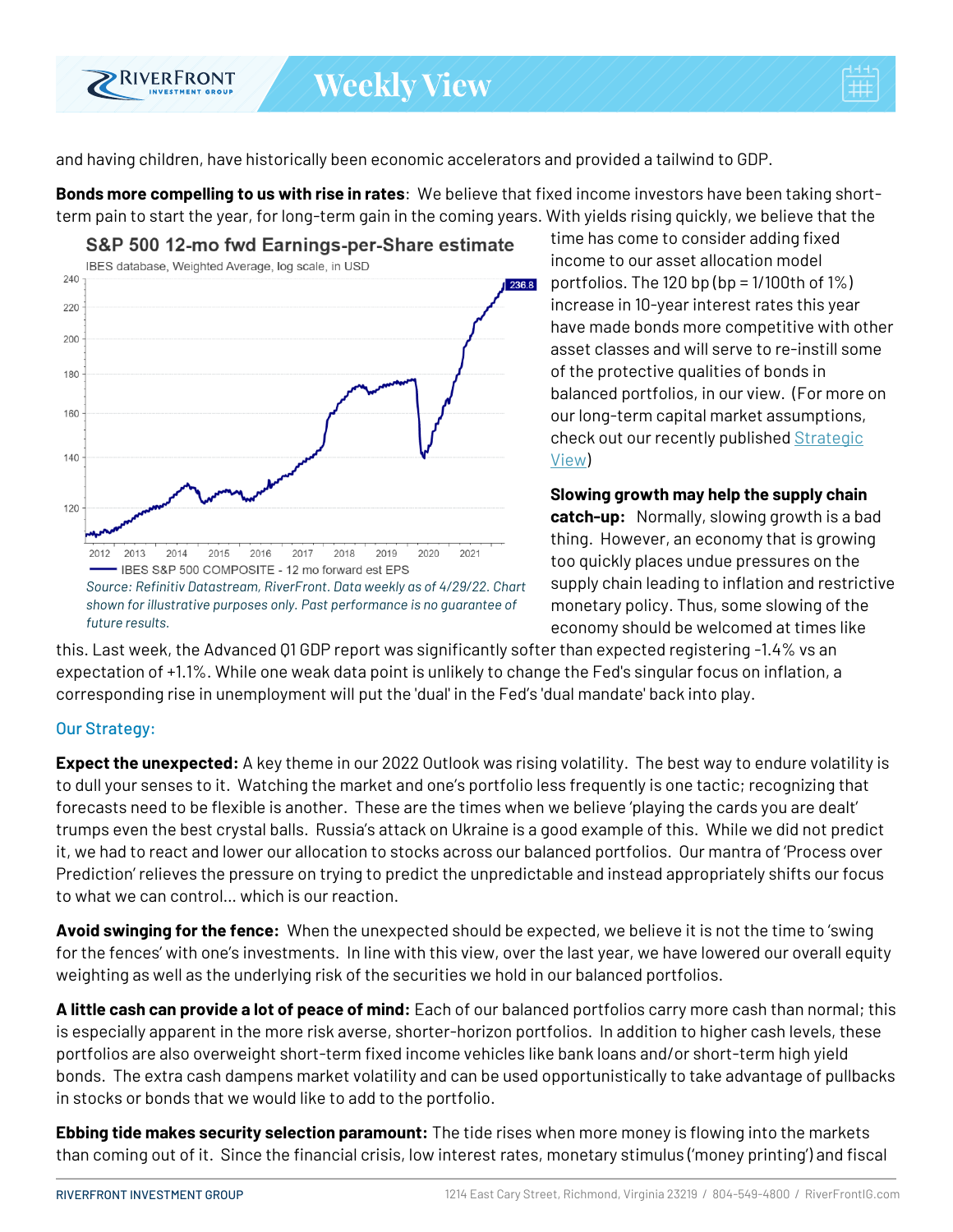and having children, have historically been economic accelerators and provided a tailwind to GDP.

**Bonds more compelling to us with rise in rates**: We believe that fixed income investors have been taking short-term pain to start the year, for long-term gain in the coming years. With yields rising quickly, we believe that the time has come to consider adding fixed income to our asset allocation model portfolios. The 120 bp (bp = 1/100th of 1%) increase in 10-year interest rates this year have made bonds more competitive with other asset classes and will serve to re-instill some of the protective qualities of bonds in balanced portfolios, in our view. (For more on our long-term capital market assumptions, check out our recently published Strategic View)

**S&P 500 12-mo fwd Earnings-per-Share estimate**

IBES database, Weighted Average, log scale, in USD

*Source: Refinitiv Datastream, RiverFront. Data weekly as of 4/29/22. Chart shown for illustrative purposes only. Past performance is no guarantee of future results.*

**Slowing growth may help the supply chain catch-up:** Normally, slowing growth is a bad thing. However, an economy that is growing too quickly places undue pressures on the supply chain leading to inflation and restrictive monetary policy. Thus, some slowing of the economy should be welcomed at times like this. Last week, the Advanced Q1 GDP report was significantly softer than expected registering -1.4% vs an expectation of +1.1%. While one weak data point is unlikely to change the Fed's singular focus on inflation, a corresponding rise in unemployment will put the 'dual' in the Fed's 'dual mandate' back into play.

## Our Strategy:

**Expect the unexpected:** A key theme in our 2022 Outlook was rising volatility. The best way to endure volatility is to dull your senses to it. Watching the market and one's portfolio less frequently is one tactic; recognizing that forecasts need to be flexible is another. These are the times when we believe 'playing the cards you are dealt' trumps even the best crystal balls. Russia's attack on Ukraine is a good example of this. While we did not predict it, we had to react and lower our allocation to stocks across our balanced portfolios. Our mantra of 'Process over Prediction' relieves the pressure on trying to predict the unpredictable and instead appropriately shifts our focus to what we can control... which is our reaction.

**Avoid swinging for the fence:** When the unexpected should be expected, we believe it is not the time to 'swing for the fences' with one's investments. In line with this view, over the last year, we have lowered our overall equity weighting as well as the underlying risk of the securities we hold in our balanced portfolios.

**A little cash can provide a lot of peace of mind:** Each of our balanced portfolios carry more cash than normal; this is especially apparent in the more risk averse, shorter-horizon portfolios. In addition to higher cash levels, these portfolios are also overweight short-term fixed income vehicles like bank loans and/or short-term high yield bonds. The extra cash dampens market volatility and can be used opportunistically to take advantage of pullbacks in stocks or bonds that we would like to add to the portfolio.

**Ebbing tide makes security selection paramount:** The tide rises when more money is flowing into the markets than coming out of it. Since the financial crisis, low interest rates, monetary stimulus ('money printing') and fiscal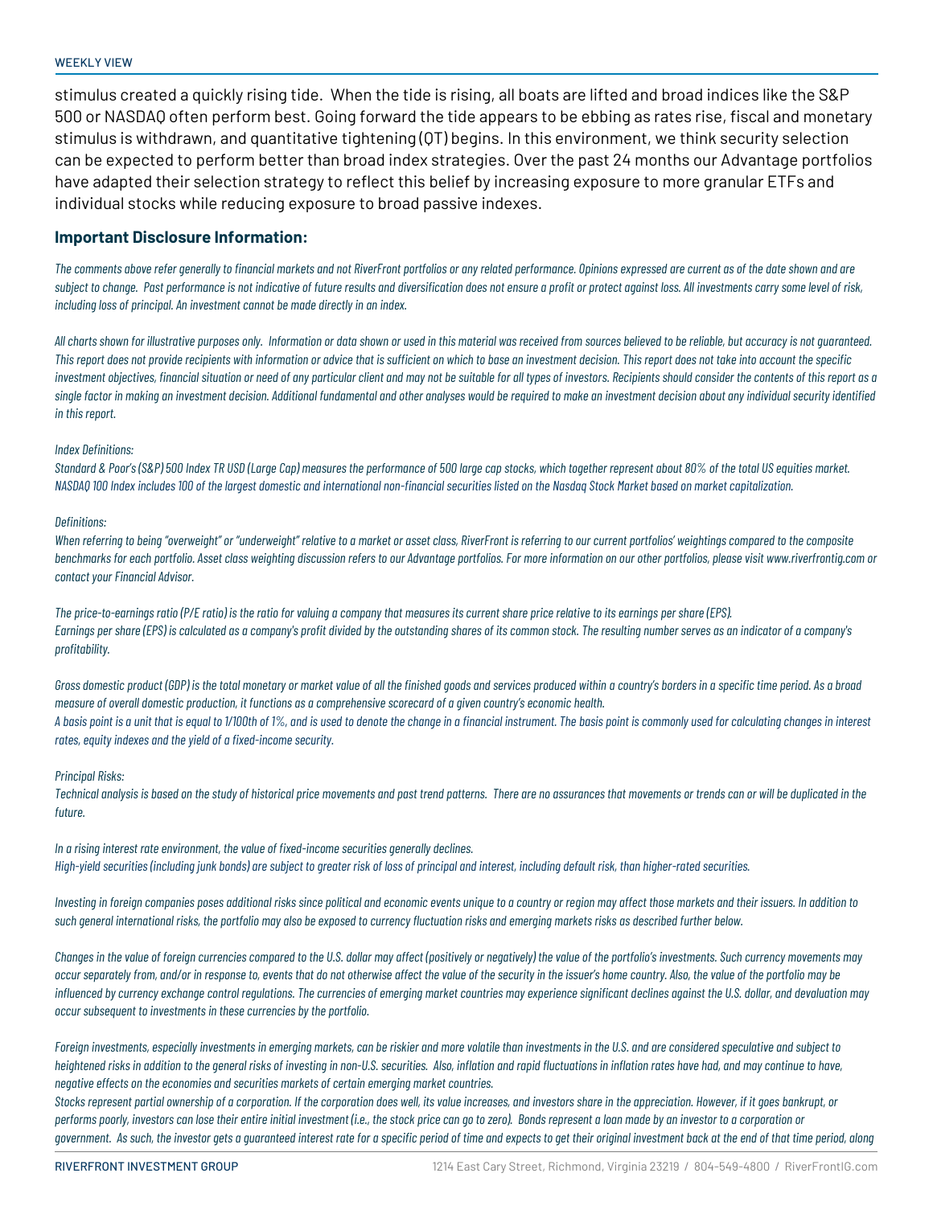stimulus created a quickly rising tide. When the tide is rising, all boats are lifted and broad indices like the S&P 500 or NASDAQ often perform best. Going forward the tide appears to be ebbing as rates rise, fiscal and monetary stimulus is withdrawn, and quantitative tightening (QT) begins. In this environment, we think security selection can be expected to perform better than broad index strategies. Over the past 24 months our Advantage portfolios have adapted their selection strategy to reflect this belief by increasing exposure to more granular ETFs and individual stocks while reducing exposure to broad passive indexes.

### Important Disclosure Information:

*The comments above refer generally to financial markets and not RiverFront portfolios or any related performance. Opinions expressed are current as of the date shown and are subject to change. Past performance is not indicative of future results and diversification does not ensure a profit or protect against loss. All investments carry some level of risk, including loss of principal. An investment cannot be made directly in an index.*

*All charts shown for illustrative purposes only. Information or data shown or used in this material was received from sources believed to be reliable, but accuracy is not guaranteed. This report does not provide recipients with information or advice that is sufficient on which to base an investment decision. This report does not take into account the specific investment objectives, financial situation or need of any particular client and may not be suitable for all types of investors. Recipients should consider the contents of this report as a single factor in making an investment decision. Additional fundamental and other analyses would be required to make an investment decision about any individual security identified in this report.*

*Index Definitions:*
*Standard & Poor's (S&P) 500 Index TR USD (Large Cap) measures the performance of 500 large cap stocks, which together represent about 80% of the total US equities market. NASDAQ 100 Index includes 100 of the largest domestic and international non-financial securities listed on the Nasdaq Stock Market based on market capitalization.*

*Definitions:*
*When referring to being "overweight" or "underweight" relative to a market or asset class, RiverFront is referring to our current portfolios' weightings compared to the composite benchmarks for each portfolio. Asset class weighting discussion refers to our Advantage portfolios. For more information on our other portfolios, please visit www.riverfrontig.com or contact your Financial Advisor.*

*The price-to-earnings ratio (P/E ratio) is the ratio for valuing a company that measures its current share price relative to its earnings per share (EPS).*
*Earnings per share (EPS) is calculated as a company's profit divided by the outstanding shares of its common stock. The resulting number serves as an indicator of a company's profitability.*

*Gross domestic product (GDP) is the total monetary or market value of all the finished goods and services produced within a country's borders in a specific time period. As a broad measure of overall domestic production, it functions as a comprehensive scorecard of a given country's economic health.*
*A basis point is a unit that is equal to 1/100th of 1%, and is used to denote the change in a financial instrument. The basis point is commonly used for calculating changes in interest rates, equity indexes and the yield of a fixed-income security.*

*Principal Risks:*
*Technical analysis is based on the study of historical price movements and past trend patterns. There are no assurances that movements or trends can or will be duplicated in the future.*

*In a rising interest rate environment, the value of fixed-income securities generally declines.*
*High-yield securities (including junk bonds) are subject to greater risk of loss of principal and interest, including default risk, than higher-rated securities.*

*Investing in foreign companies poses additional risks since political and economic events unique to a country or region may affect those markets and their issuers. In addition to such general international risks, the portfolio may also be exposed to currency fluctuation risks and emerging markets risks as described further below.*

*Changes in the value of foreign currencies compared to the U.S. dollar may affect (positively or negatively) the value of the portfolio's investments. Such currency movements may occur separately from, and/or in response to, events that do not otherwise affect the value of the security in the issuer's home country. Also, the value of the portfolio may be influenced by currency exchange control regulations. The currencies of emerging market countries may experience significant declines against the U.S. dollar, and devaluation may occur subsequent to investments in these currencies by the portfolio.*

*Foreign investments, especially investments in emerging markets, can be riskier and more volatile than investments in the U.S. and are considered speculative and subject to heightened risks in addition to the general risks of investing in non-U.S. securities. Also, inflation and rapid fluctuations in inflation rates have had, and may continue to have, negative effects on the economies and securities markets of certain emerging market countries.*
*Stocks represent partial ownership of a corporation. If the corporation does well, its value increases, and investors share in the appreciation. However, if it goes bankrupt, or performs poorly, investors can lose their entire initial investment (i.e., the stock price can go to zero). Bonds represent a loan made by an investor to a corporation or government. As such, the investor gets a guaranteed interest rate for a specific period of time and expects to get their original investment back at the end of that time period, along*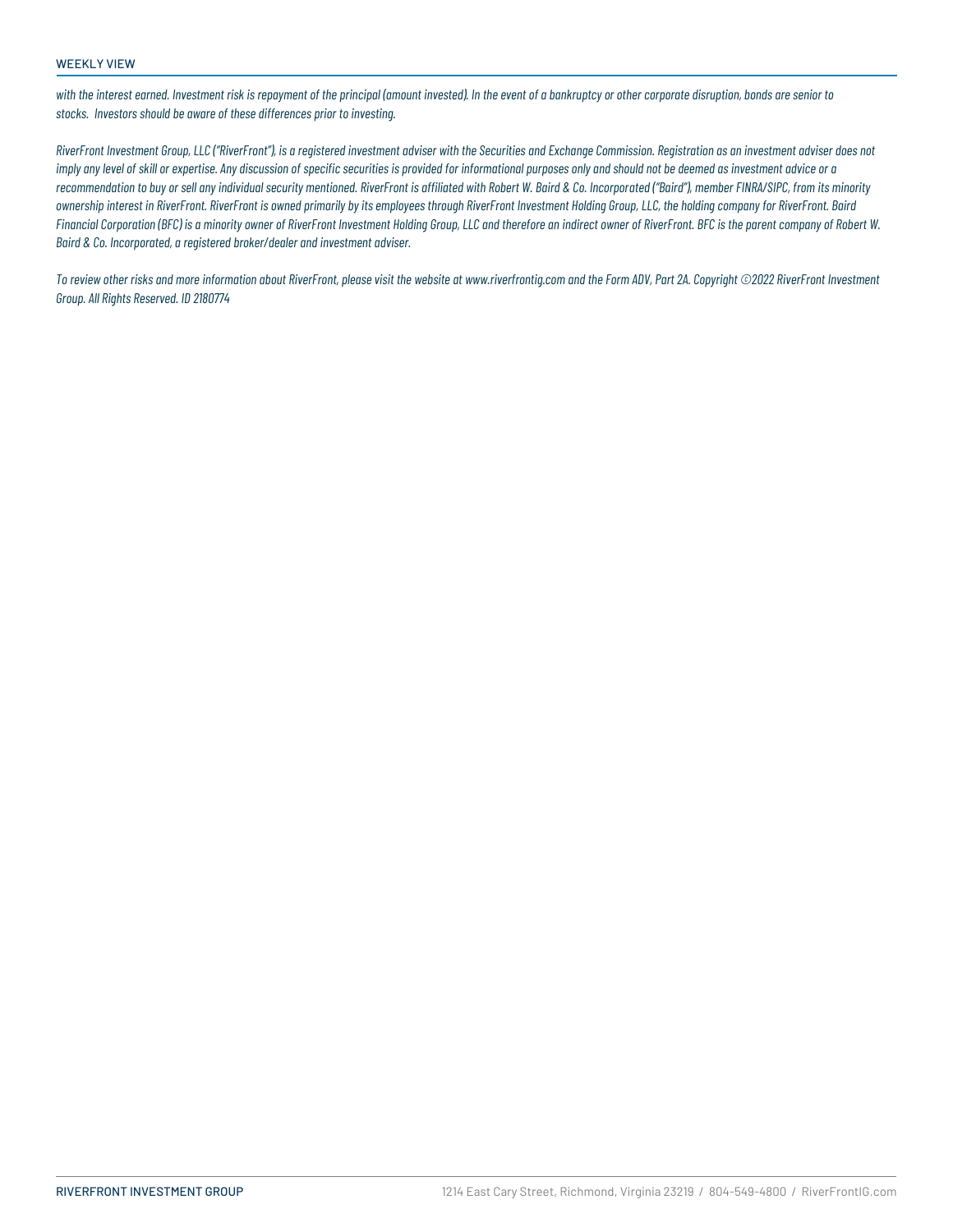*with the interest earned. Investment risk is repayment of the principal (amount invested). In the event of a bankruptcy or other corporate disruption, bonds are senior to stocks. Investors should be aware of these differences prior to investing.*

*RiverFront Investment Group, LLC ("RiverFront"), is a registered investment adviser with the Securities and Exchange Commission. Registration as an investment adviser does not imply any level of skill or expertise. Any discussion of specific securities is provided for informational purposes only and should not be deemed as investment advice or a recommendation to buy or sell any individual security mentioned. RiverFront is affiliated with Robert W. Baird & Co. Incorporated ("Baird"), member FINRA/SIPC, from its minority ownership interest in RiverFront. RiverFront is owned primarily by its employees through RiverFront Investment Holding Group, LLC, the holding company for RiverFront. Baird Financial Corporation (BFC) is a minority owner of RiverFront Investment Holding Group, LLC and therefore an indirect owner of RiverFront. BFC is the parent company of Robert W. Baird & Co. Incorporated, a registered broker/dealer and investment adviser.*

*To review other risks and more information about RiverFront, please visit the website at www.riverfrontig.com and the Form ADV, Part 2A. Copyright ©2022 RiverFront Investment Group. All Rights Reserved. ID 2180774*